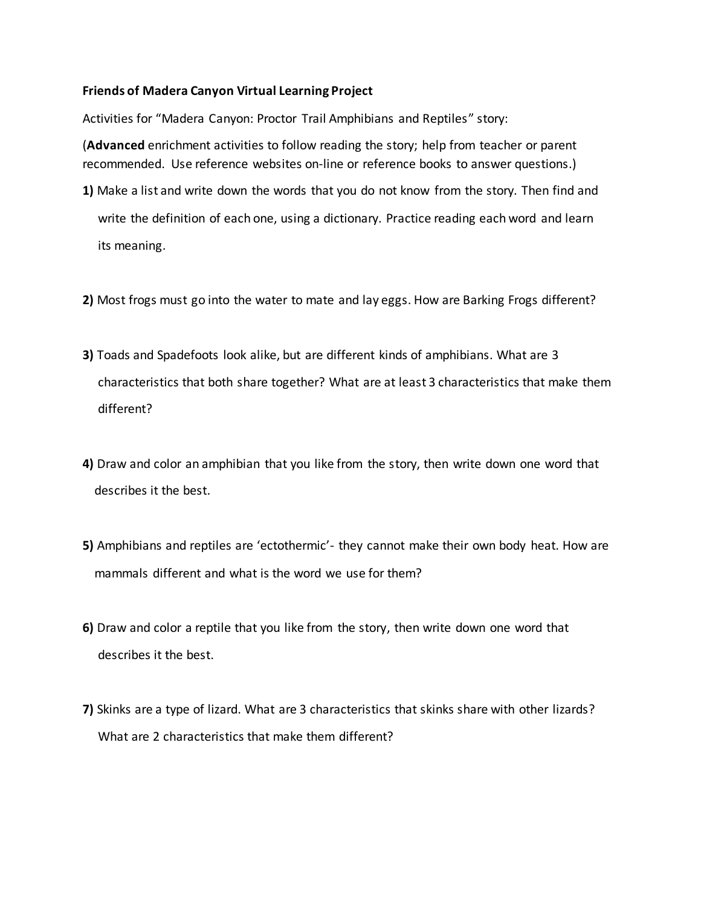**Friends of Madera Canyon Virtual Learning Project**

Activities for "Madera Canyon: Proctor Trail Amphibians and Reptiles" story:

(**Advanced** enrichment activities to follow reading the story; help from teacher or parent recommended. Use reference websites on-line or reference books to answer questions.)

**1)** Make a list and write down the words that you do not know from the story. Then find and write the definition of each one, using a dictionary. Practice reading each word and learn its meaning.

**2)** Most frogs must go into the water to mate and lay eggs. How are Barking Frogs different?

**3)** Toads and Spadefoots look alike, but are different kinds of amphibians. What are 3 characteristics that both share together? What are at least 3 characteristics that make them different?

**4)** Draw and color an amphibian that you like from the story, then write down one word that describes it the best.

**5)** Amphibians and reptiles are 'ectothermic'- they cannot make their own body heat. How are mammals different and what is the word we use for them?

**6)** Draw and color a reptile that you like from the story, then write down one word that describes it the best.

**7)** Skinks are a type of lizard. What are 3 characteristics that skinks share with other lizards? What are 2 characteristics that make them different?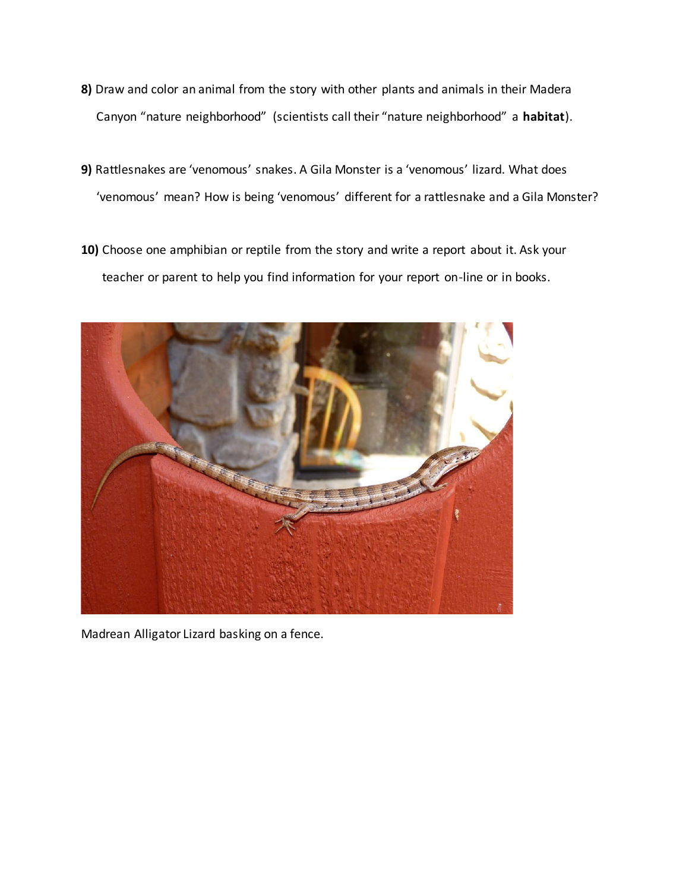**8)** Draw and color an animal from the story with other plants and animals in their Madera Canyon "nature neighborhood" (scientists call their "nature neighborhood" a **habitat**).

**9)** Rattlesnakes are 'venomous' snakes. A Gila Monster is a 'venomous' lizard. What does 'venomous' mean? How is being 'venomous' different for a rattlesnake and a Gila Monster?

**10)** Choose one amphibian or reptile from the story and write a report about it. Ask your teacher or parent to help you find information for your report on-line or in books.

Madrean Alligator Lizard basking on a fence.